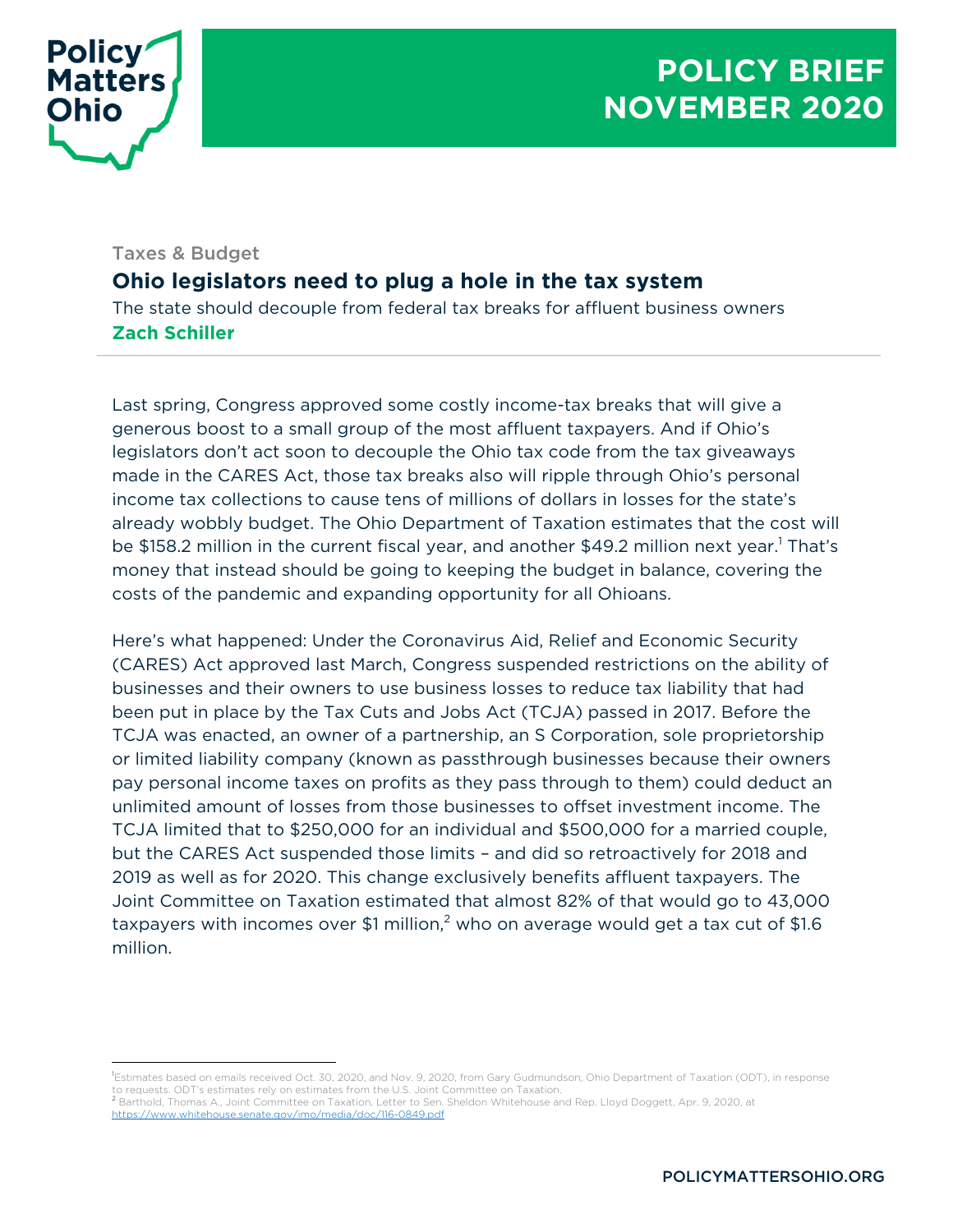Policy Matters Ohio

# POLICY BRIEF NOVEMBER 2020

Taxes & Budget

## Ohio legislators need to plug a hole in the tax system

The state should decouple from federal tax breaks for affluent business owners

**Zach Schiller**

---

Last spring, Congress approved some costly income-tax breaks that will give a generous boost to a small group of the most affluent taxpayers. And if Ohio's legislators don't act soon to decouple the Ohio tax code from the tax giveaways made in the CARES Act, those tax breaks also will ripple through Ohio's personal income tax collections to cause tens of millions of dollars in losses for the state's already wobbly budget. The Ohio Department of Taxation estimates that the cost will be $158.2 million in the current fiscal year, and another $49.2 million next year.[1] That's money that instead should be going to keeping the budget in balance, covering the costs of the pandemic and expanding opportunity for all Ohioans.

Here's what happened: Under the Coronavirus Aid, Relief and Economic Security (CARES) Act approved last March, Congress suspended restrictions on the ability of businesses and their owners to use business losses to reduce tax liability that had been put in place by the Tax Cuts and Jobs Act (TCJA) passed in 2017. Before the TCJA was enacted, an owner of a partnership, an S Corporation, sole proprietorship or limited liability company (known as passthrough businesses because their owners pay personal income taxes on profits as they pass through to them) could deduct an unlimited amount of losses from those businesses to offset investment income. The TCJA limited that to $250,000 for an individual and $500,000 for a married couple, but the CARES Act suspended those limits – and did so retroactively for 2018 and 2019 as well as for 2020. This change exclusively benefits affluent taxpayers. The Joint Committee on Taxation estimated that almost 82% of that would go to 43,000 taxpayers with incomes over $1 million,[2] who on average would get a tax cut of $1.6 million.

---

[1] Estimates based on emails received Oct. 30, 2020, and Nov. 9, 2020, from Gary Gudmundson, Ohio Department of Taxation (ODT), in response to requests. ODT's estimates rely on estimates from the U.S. Joint Committee on Taxation.

[2] Barthold, Thomas A., Joint Committee on Taxation, Letter to Sen. Sheldon Whitehouse and Rep. Lloyd Doggett, Apr. 9, 2020, at https://www.whitehouse.senate.gov/imo/media/doc/116-0849.pdf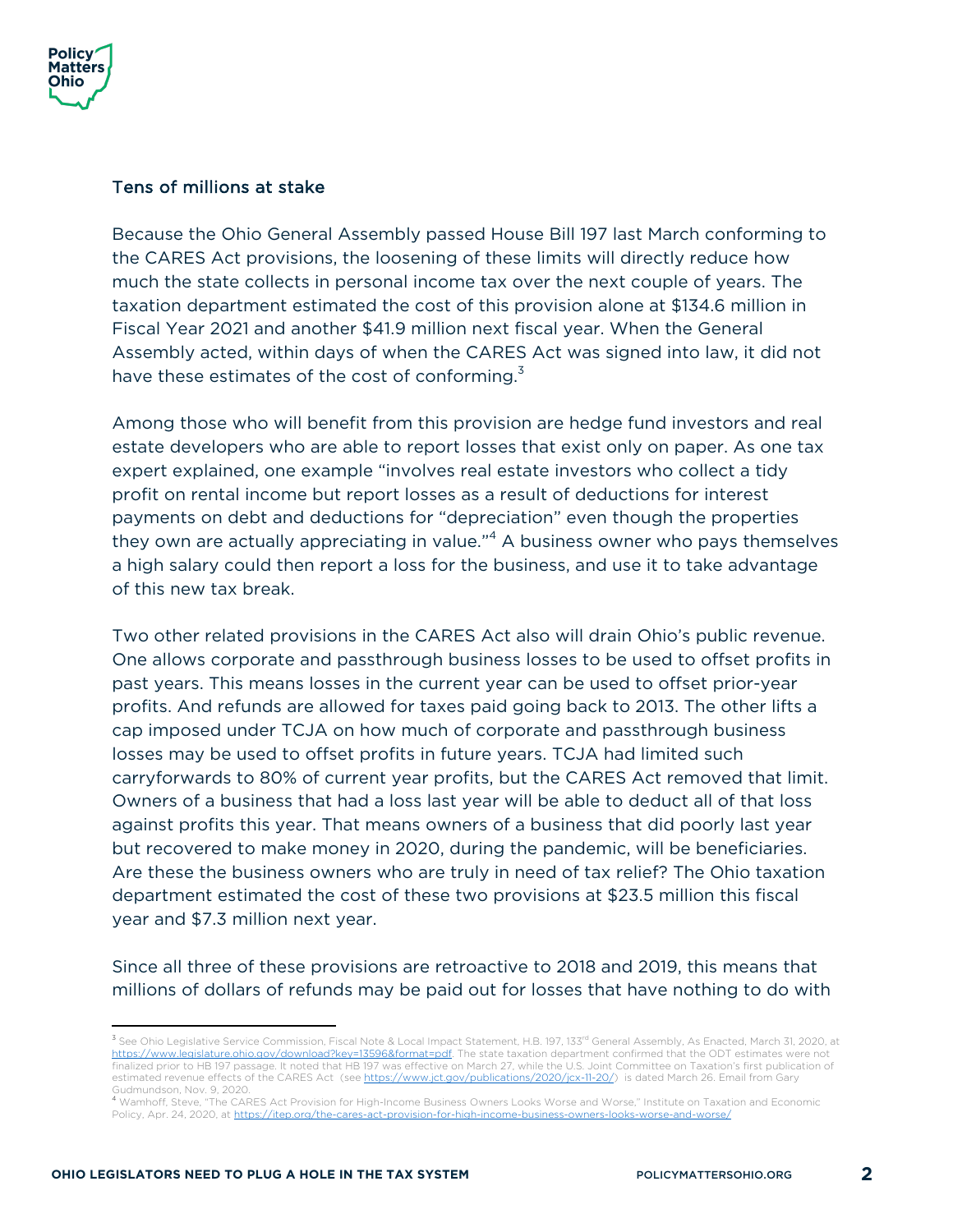## Tens of millions at stake

Because the Ohio General Assembly passed House Bill 197 last March conforming to the CARES Act provisions, the loosening of these limits will directly reduce how much the state collects in personal income tax over the next couple of years. The taxation department estimated the cost of this provision alone at $134.6 million in Fiscal Year 2021 and another $41.9 million next fiscal year. When the General Assembly acted, within days of when the CARES Act was signed into law, it did not have these estimates of the cost of conforming.[3]

Among those who will benefit from this provision are hedge fund investors and real estate developers who are able to report losses that exist only on paper. As one tax expert explained, one example "involves real estate investors who collect a tidy profit on rental income but report losses as a result of deductions for interest payments on debt and deductions for "depreciation" even though the properties they own are actually appreciating in value."[4] A business owner who pays themselves a high salary could then report a loss for the business, and use it to take advantage of this new tax break.

Two other related provisions in the CARES Act also will drain Ohio's public revenue. One allows corporate and passthrough business losses to be used to offset profits in past years. This means losses in the current year can be used to offset prior-year profits. And refunds are allowed for taxes paid going back to 2013. The other lifts a cap imposed under TCJA on how much of corporate and passthrough business losses may be used to offset profits in future years. TCJA had limited such carryforwards to 80% of current year profits, but the CARES Act removed that limit. Owners of a business that had a loss last year will be able to deduct all of that loss against profits this year. That means owners of a business that did poorly last year but recovered to make money in 2020, during the pandemic, will be beneficiaries. Are these the business owners who are truly in need of tax relief? The Ohio taxation department estimated the cost of these two provisions at $23.5 million this fiscal year and $7.3 million next year.

Since all three of these provisions are retroactive to 2018 and 2019, this means that millions of dollars of refunds may be paid out for losses that have nothing to do with

---

[3] See Ohio Legislative Service Commission, Fiscal Note & Local Impact Statement, H.B. 197, 133rd General Assembly, As Enacted, March 31, 2020, at https://www.legislature.ohio.gov/download?key=13596&format=pdf. The state taxation department confirmed that the ODT estimates were not finalized prior to HB 197 passage. It noted that HB 197 was effective on March 27, while the U.S. Joint Committee on Taxation's first publication of estimated revenue effects of the CARES Act (see https://www.jct.gov/publications/2020/jcx-11-20/) is dated March 26. Email from Gary Gudmundson, Nov. 9, 2020.

[4] Wamhoff, Steve, "The CARES Act Provision for High-Income Business Owners Looks Worse and Worse," Institute on Taxation and Economic Policy, Apr. 24, 2020, at https://itep.org/the-cares-act-provision-for-high-income-business-owners-looks-worse-and-worse/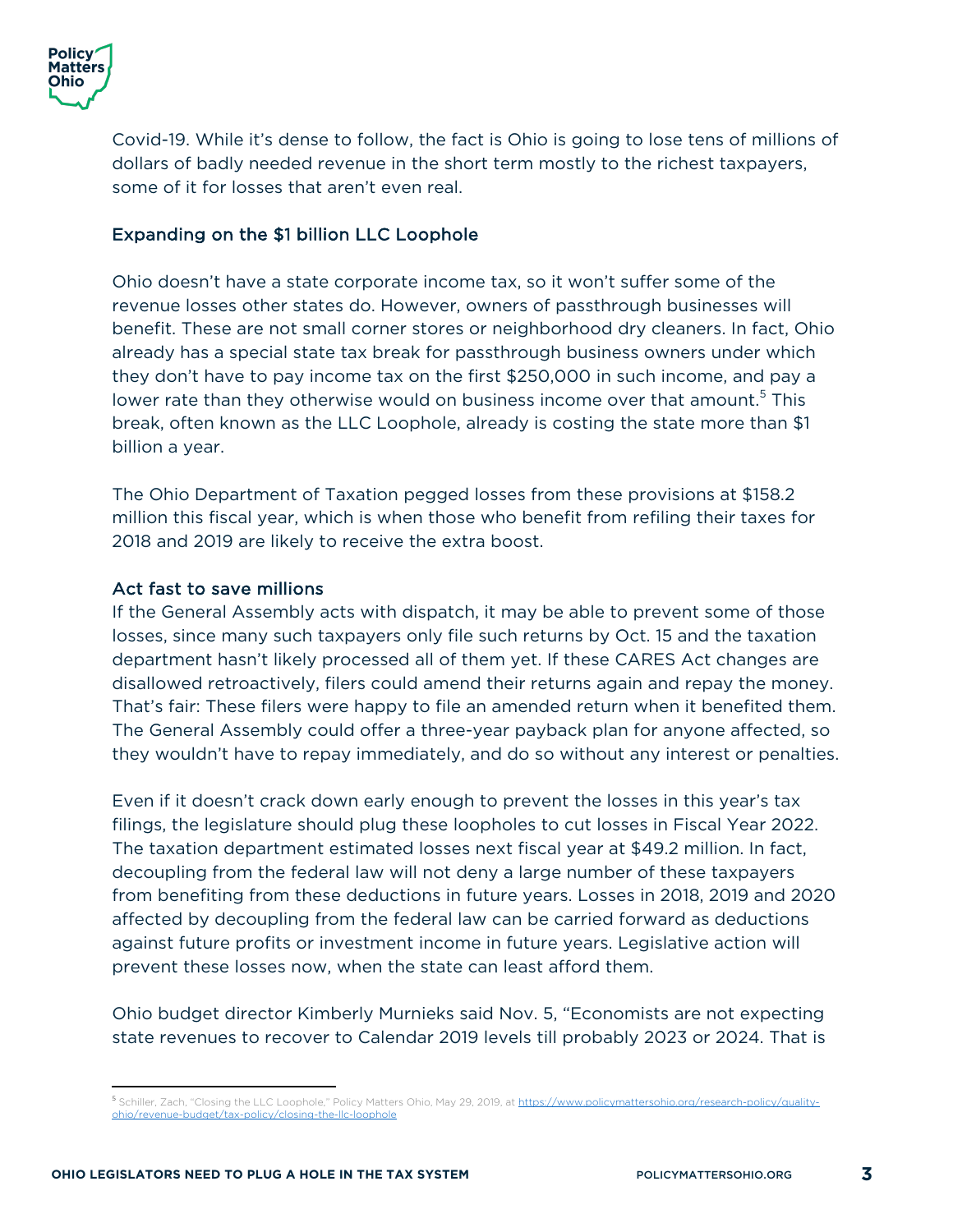Covid-19. While it's dense to follow, the fact is Ohio is going to lose tens of millions of dollars of badly needed revenue in the short term mostly to the richest taxpayers, some of it for losses that aren't even real.

### Expanding on the $1 billion LLC Loophole

Ohio doesn't have a state corporate income tax, so it won't suffer some of the revenue losses other states do. However, owners of passthrough businesses will benefit. These are not small corner stores or neighborhood dry cleaners. In fact, Ohio already has a special state tax break for passthrough business owners under which they don't have to pay income tax on the first $250,000 in such income, and pay a lower rate than they otherwise would on business income over that amount.[5] This break, often known as the LLC Loophole, already is costing the state more than $1 billion a year.

The Ohio Department of Taxation pegged losses from these provisions at $158.2 million this fiscal year, which is when those who benefit from refiling their taxes for 2018 and 2019 are likely to receive the extra boost.

### Act fast to save millions

If the General Assembly acts with dispatch, it may be able to prevent some of those losses, since many such taxpayers only file such returns by Oct. 15 and the taxation department hasn't likely processed all of them yet. If these CARES Act changes are disallowed retroactively, filers could amend their returns again and repay the money. That's fair: These filers were happy to file an amended return when it benefited them. The General Assembly could offer a three-year payback plan for anyone affected, so they wouldn't have to repay immediately, and do so without any interest or penalties.

Even if it doesn't crack down early enough to prevent the losses in this year's tax filings, the legislature should plug these loopholes to cut losses in Fiscal Year 2022. The taxation department estimated losses next fiscal year at $49.2 million. In fact, decoupling from the federal law will not deny a large number of these taxpayers from benefiting from these deductions in future years. Losses in 2018, 2019 and 2020 affected by decoupling from the federal law can be carried forward as deductions against future profits or investment income in future years. Legislative action will prevent these losses now, when the state can least afford them.

Ohio budget director Kimberly Murnieks said Nov. 5, "Economists are not expecting state revenues to recover to Calendar 2019 levels till probably 2023 or 2024. That is

---

[5] Schiller, Zach, "Closing the LLC Loophole," Policy Matters Ohio, May 29, 2019, at https://www.policymattersohio.org/research-policy/quality-ohio/revenue-budget/tax-policy/closing-the-llc-loophole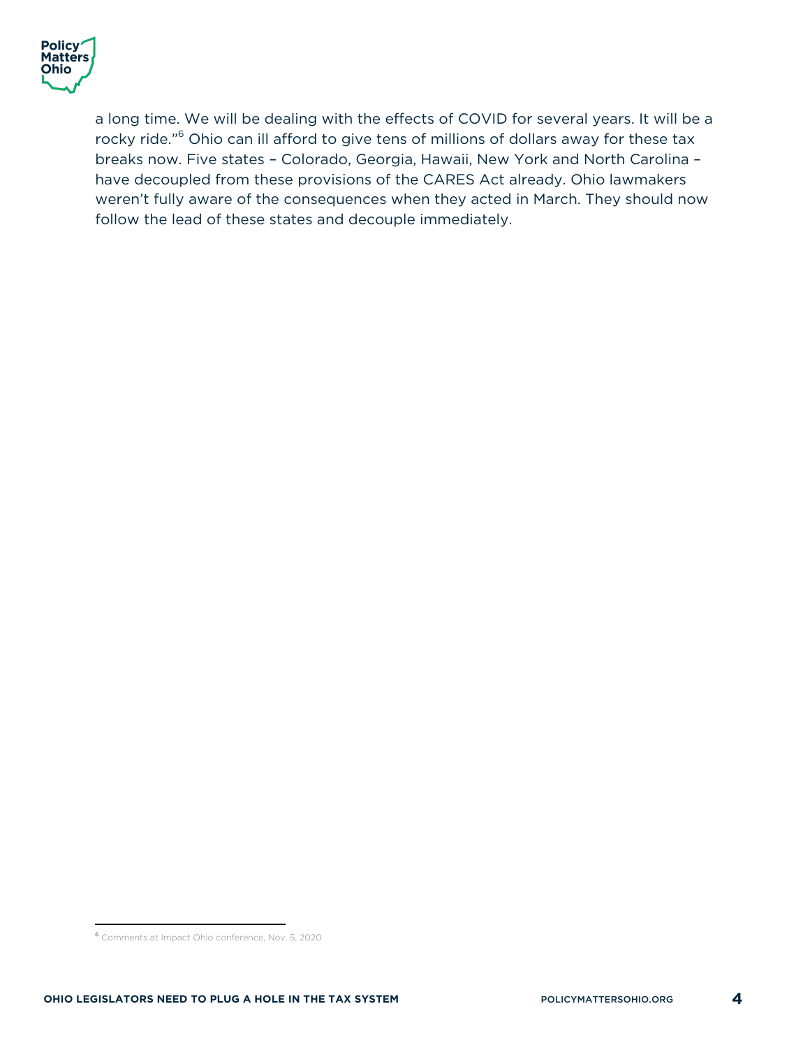a long time. We will be dealing with the effects of COVID for several years. It will be a rocky ride."[6] Ohio can ill afford to give tens of millions of dollars away for these tax breaks now. Five states – Colorado, Georgia, Hawaii, New York and North Carolina – have decoupled from these provisions of the CARES Act already. Ohio lawmakers weren't fully aware of the consequences when they acted in March. They should now follow the lead of these states and decouple immediately.

---

[6] Comments at Impact Ohio conference, Nov. 5, 2020